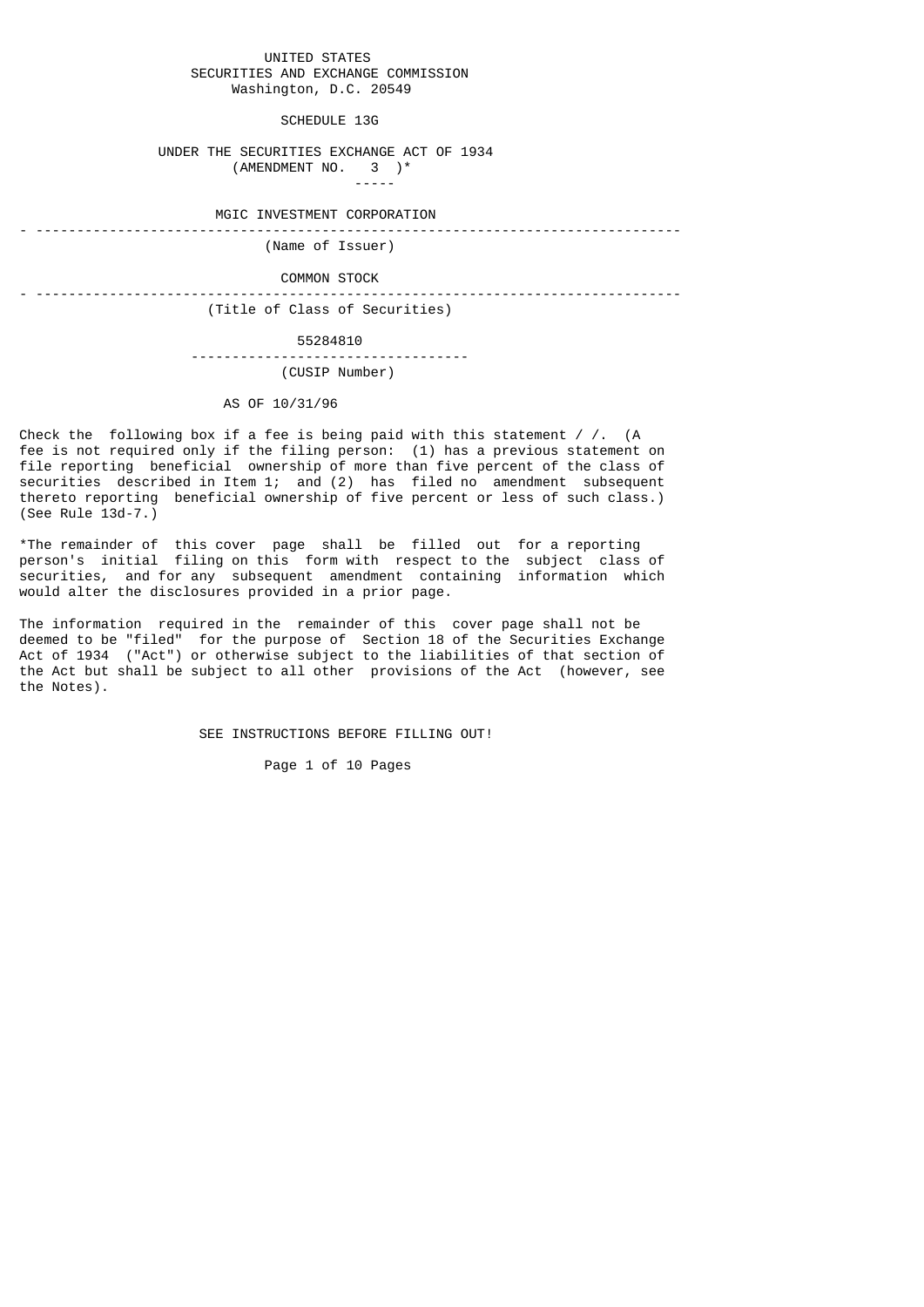UNITED STATES
SECURITIES AND EXCHANGE COMMISSION
Washington, D.C. 20549

# SCHEDULE 13G

UNDER THE SECURITIES EXCHANGE ACT OF 1934
(AMENDMENT NO. 3 )*

MGIC INVESTMENT CORPORATION

---

(Name of Issuer)

COMMON STOCK

---

(Title of Class of Securities)

55284810

---

(CUSIP Number)

AS OF 10/31/96

Check the following box if a fee is being paid with this statement / /. (A fee is not required only if the filing person: (1) has a previous statement on file reporting beneficial ownership of more than five percent of the class of securities described in Item 1; and (2) has filed no amendment subsequent thereto reporting beneficial ownership of five percent or less of such class.) (See Rule 13d-7.)

*The remainder of this cover page shall be filled out for a reporting person's initial filing on this form with respect to the subject class of securities, and for any subsequent amendment containing information which would alter the disclosures provided in a prior page.

The information required in the remainder of this cover page shall not be deemed to be "filed" for the purpose of Section 18 of the Securities Exchange Act of 1934 ("Act") or otherwise subject to the liabilities of that section of the Act but shall be subject to all other provisions of the Act (however, see the Notes).

SEE INSTRUCTIONS BEFORE FILLING OUT!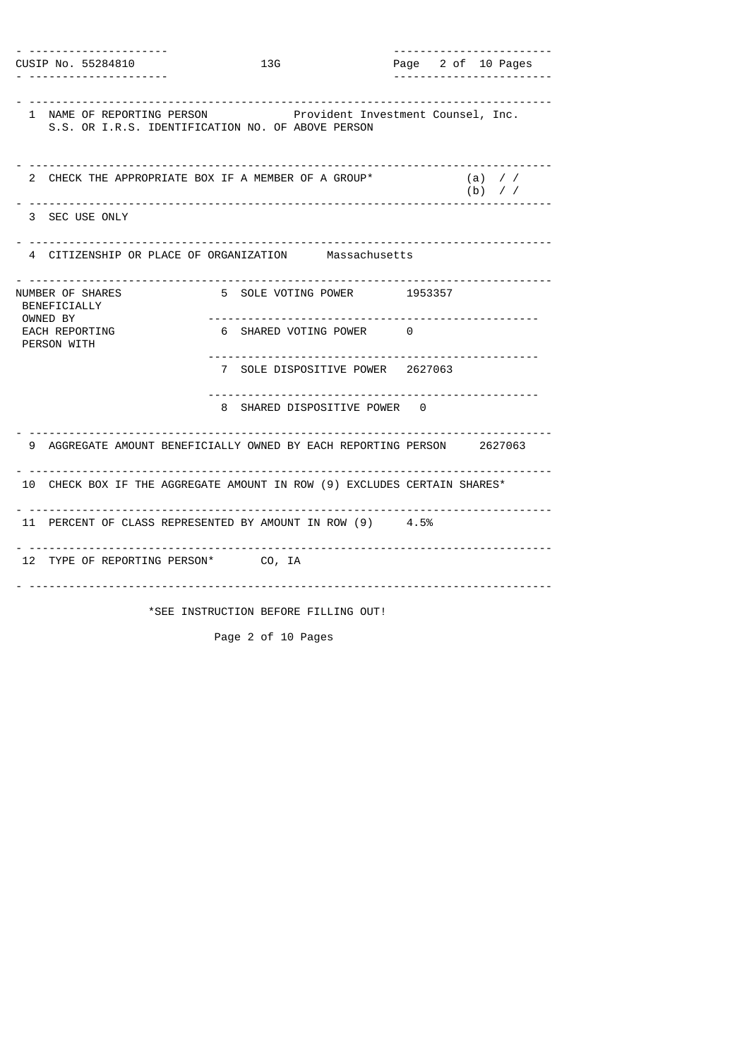CUSIP No. 55284810 | 13G

| | | |
|---|---|---|
| 1 | NAME OF REPORTING PERSON<br>S.S. OR I.R.S. IDENTIFICATION NO. OF ABOVE PERSON | Provident Investment Counsel, Inc. |
| 2 | CHECK THE APPROPRIATE BOX IF A MEMBER OF A GROUP* | (a) / /<br>(b) / / |
| 3 | SEC USE ONLY | |
| 4 | CITIZENSHIP OR PLACE OF ORGANIZATION | Massachusetts |
| NUMBER OF SHARES BENEFICIALLY OWNED BY EACH REPORTING PERSON WITH | 5 SOLE VOTING POWER | 1953357 |
| | 6 SHARED VOTING POWER | 0 |
| | 7 SOLE DISPOSITIVE POWER | 2627063 |
| | 8 SHARED DISPOSITIVE POWER | 0 |
| 9 | AGGREGATE AMOUNT BENEFICIALLY OWNED BY EACH REPORTING PERSON | 2627063 |
| 10 | CHECK BOX IF THE AGGREGATE AMOUNT IN ROW (9) EXCLUDES CERTAIN SHARES* | |
| 11 | PERCENT OF CLASS REPRESENTED BY AMOUNT IN ROW (9) | 4.5% |
| 12 | TYPE OF REPORTING PERSON* | CO, IA |

*SEE INSTRUCTION BEFORE FILLING OUT!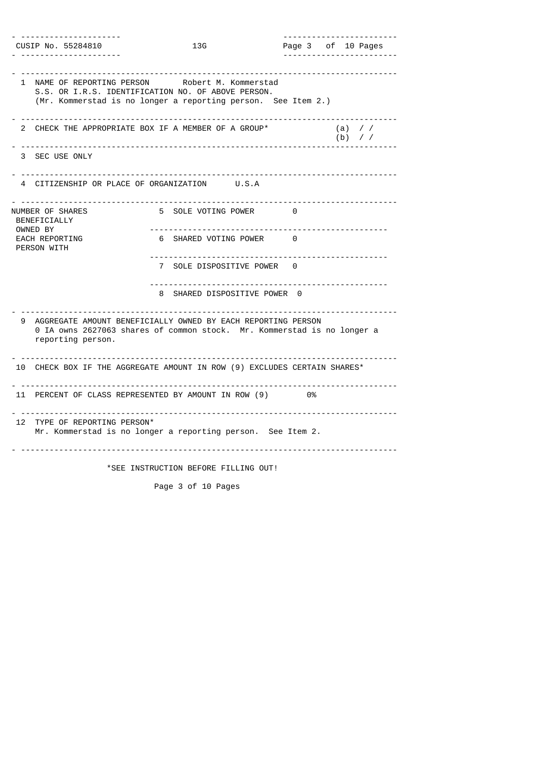| CUSIP No. 55284810 | 13G | |
|---|---|---|

| | | |
|---|---|---|
| 1 | NAME OF REPORTING PERSON Robert M. Kommerstad<br>S.S. OR I.R.S. IDENTIFICATION NO. OF ABOVE PERSON.<br>(Mr. Kommerstad is no longer a reporting person. See Item 2.) | |
| 2 | CHECK THE APPROPRIATE BOX IF A MEMBER OF A GROUP* | (a) / /<br>(b) / / |
| 3 | SEC USE ONLY | |
| 4 | CITIZENSHIP OR PLACE OF ORGANIZATION U.S.A | |

| NUMBER OF SHARES BENEFICIALLY OWNED BY EACH REPORTING PERSON WITH | | |
|---|---|---|
| | 5 SOLE VOTING POWER | 0 |
| | 6 SHARED VOTING POWER | 0 |
| | 7 SOLE DISPOSITIVE POWER | 0 |
| | 8 SHARED DISPOSITIVE POWER | 0 |

| | |
|---|---|
| 9 | AGGREGATE AMOUNT BENEFICIALLY OWNED BY EACH REPORTING PERSON<br>0 IA owns 2627063 shares of common stock. Mr. Kommerstad is no longer a reporting person. |
| 10 | CHECK BOX IF THE AGGREGATE AMOUNT IN ROW (9) EXCLUDES CERTAIN SHARES* |
| 11 | PERCENT OF CLASS REPRESENTED BY AMOUNT IN ROW (9) 0% |
| 12 | TYPE OF REPORTING PERSON*<br>Mr. Kommerstad is no longer a reporting person. See Item 2. |

*SEE INSTRUCTION BEFORE FILLING OUT!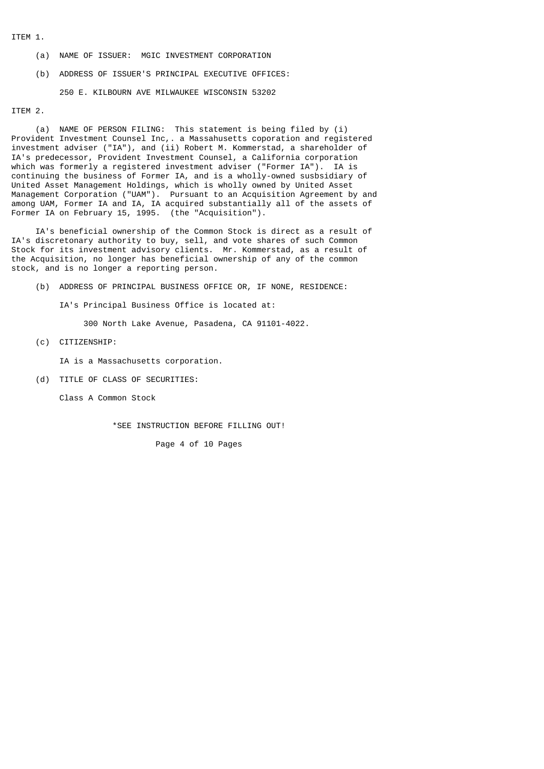ITEM 1.

(a) NAME OF ISSUER: MGIC INVESTMENT CORPORATION

(b) ADDRESS OF ISSUER'S PRINCIPAL EXECUTIVE OFFICES:

250 E. KILBOURN AVE MILWAUKEE WISCONSIN 53202

ITEM 2.

(a) NAME OF PERSON FILING: This statement is being filed by (i) Provident Investment Counsel Inc,. a Massahusetts coporation and registered investment adviser ("IA"), and (ii) Robert M. Kommerstad, a shareholder of IA's predecessor, Provident Investment Counsel, a California corporation which was formerly a registered investment adviser ("Former IA"). IA is continuing the business of Former IA, and is a wholly-owned susbsidiary of United Asset Management Holdings, which is wholly owned by United Asset Management Corporation ("UAM"). Pursuant to an Acquisition Agreement by and among UAM, Former IA and IA, IA acquired substantially all of the assets of Former IA on February 15, 1995. (the "Acquisition").

IA's beneficial ownership of the Common Stock is direct as a result of IA's discretonary authority to buy, sell, and vote shares of such Common Stock for its investment advisory clients. Mr. Kommerstad, as a result of the Acquisition, no longer has beneficial ownership of any of the common stock, and is no longer a reporting person.

(b) ADDRESS OF PRINCIPAL BUSINESS OFFICE OR, IF NONE, RESIDENCE:

IA's Principal Business Office is located at:

300 North Lake Avenue, Pasadena, CA 91101-4022.

(c) CITIZENSHIP:

IA is a Massachusetts corporation.

(d) TITLE OF CLASS OF SECURITIES:

Class A Common Stock

*SEE INSTRUCTION BEFORE FILLING OUT!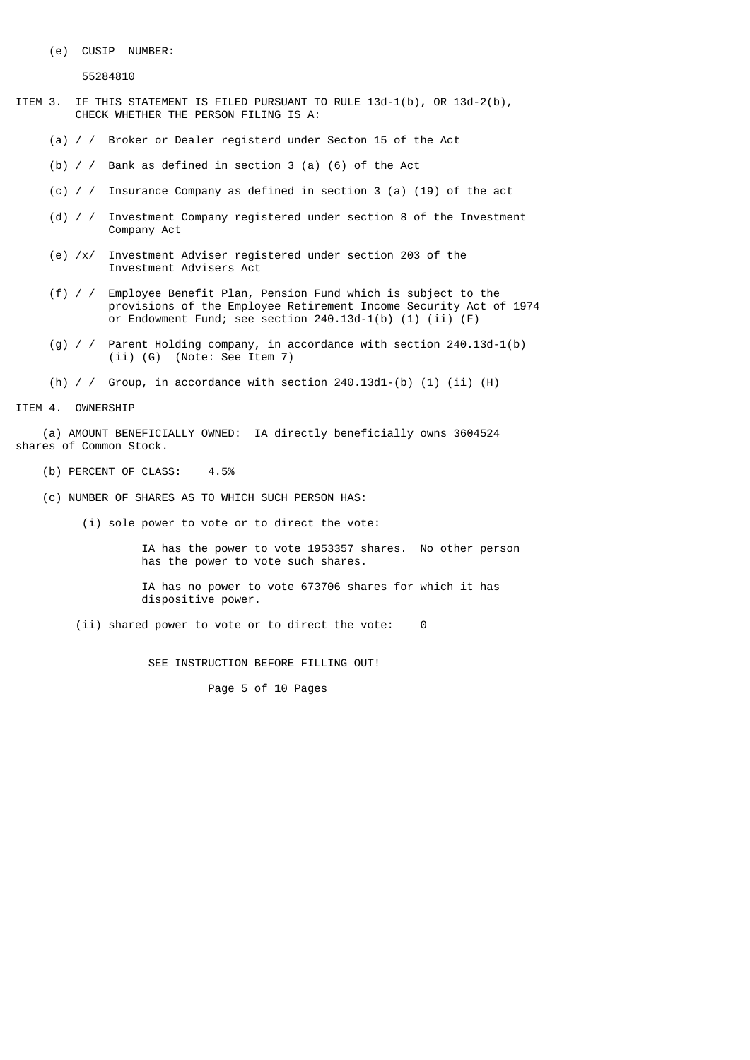(e) CUSIP NUMBER:

55284810

ITEM 3. IF THIS STATEMENT IS FILED PURSUANT TO RULE 13d-1(b), OR 13d-2(b), CHECK WHETHER THE PERSON FILING IS A:

(a) / / Broker or Dealer registerd under Secton 15 of the Act

(b) / / Bank as defined in section 3 (a) (6) of the Act

(c) / / Insurance Company as defined in section 3 (a) (19) of the act

(d) / / Investment Company registered under section 8 of the Investment Company Act

(e) /x/ Investment Adviser registered under section 203 of the Investment Advisers Act

(f) / / Employee Benefit Plan, Pension Fund which is subject to the provisions of the Employee Retirement Income Security Act of 1974 or Endowment Fund; see section 240.13d-1(b) (1) (ii) (F)

(g) / / Parent Holding company, in accordance with section 240.13d-1(b) (ii) (G) (Note: See Item 7)

(h) / / Group, in accordance with section 240.13d1-(b) (1) (ii) (H)

ITEM 4. OWNERSHIP

(a) AMOUNT BENEFICIALLY OWNED: IA directly beneficially owns 3604524 shares of Common Stock.

(b) PERCENT OF CLASS: 4.5%

(c) NUMBER OF SHARES AS TO WHICH SUCH PERSON HAS:

(i) sole power to vote or to direct the vote:

IA has the power to vote 1953357 shares. No other person has the power to vote such shares.

IA has no power to vote 673706 shares for which it has dispositive power.

(ii) shared power to vote or to direct the vote: 0

SEE INSTRUCTION BEFORE FILLING OUT!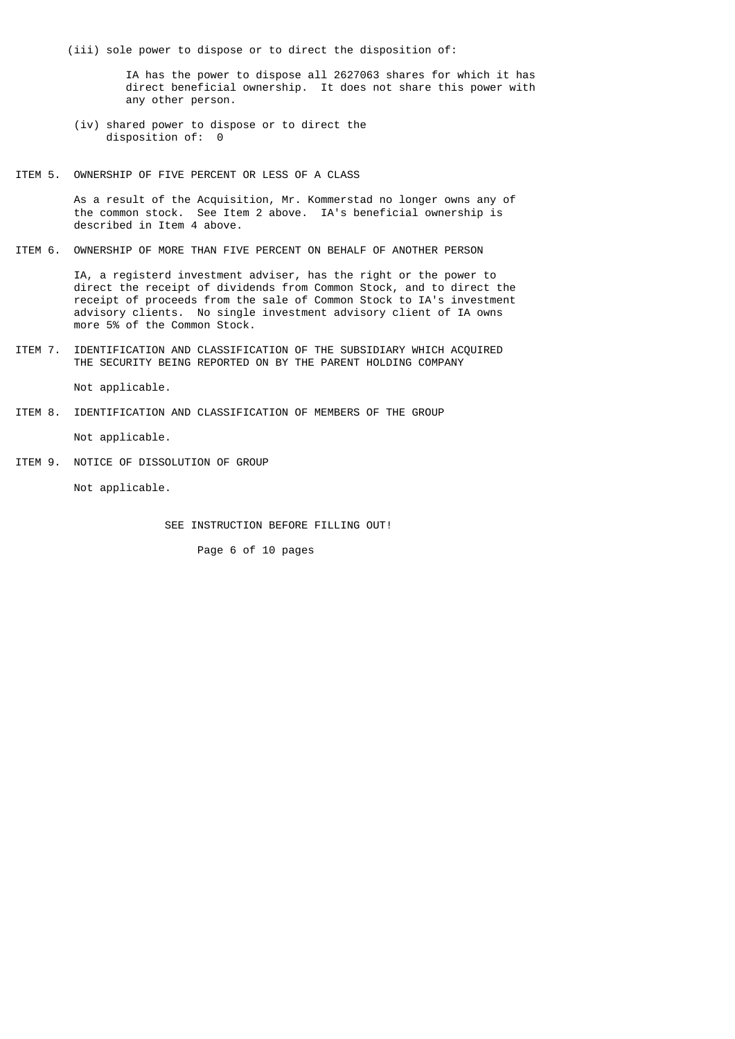(iii) sole power to dispose or to direct the disposition of:

IA has the power to dispose all 2627063 shares for which it has direct beneficial ownership. It does not share this power with any other person.

(iv) shared power to dispose or to direct the disposition of: 0

ITEM 5. OWNERSHIP OF FIVE PERCENT OR LESS OF A CLASS

As a result of the Acquisition, Mr. Kommerstad no longer owns any of the common stock. See Item 2 above. IA's beneficial ownership is described in Item 4 above.

ITEM 6. OWNERSHIP OF MORE THAN FIVE PERCENT ON BEHALF OF ANOTHER PERSON

IA, a registerd investment adviser, has the right or the power to direct the receipt of dividends from Common Stock, and to direct the receipt of proceeds from the sale of Common Stock to IA's investment advisory clients. No single investment advisory client of IA owns more 5% of the Common Stock.

ITEM 7. IDENTIFICATION AND CLASSIFICATION OF THE SUBSIDIARY WHICH ACQUIRED THE SECURITY BEING REPORTED ON BY THE PARENT HOLDING COMPANY

Not applicable.

ITEM 8. IDENTIFICATION AND CLASSIFICATION OF MEMBERS OF THE GROUP

Not applicable.

ITEM 9. NOTICE OF DISSOLUTION OF GROUP

Not applicable.

SEE INSTRUCTION BEFORE FILLING OUT!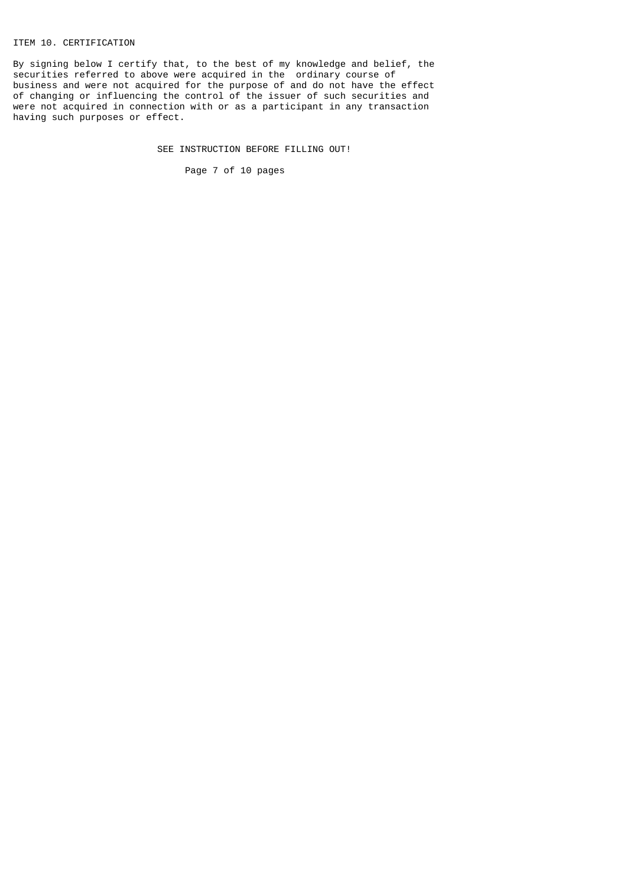## ITEM 10. CERTIFICATION

By signing below I certify that, to the best of my knowledge and belief, the securities referred to above were acquired in the ordinary course of business and were not acquired for the purpose of and do not have the effect of changing or influencing the control of the issuer of such securities and were not acquired in connection with or as a participant in any transaction having such purposes or effect.

SEE INSTRUCTION BEFORE FILLING OUT!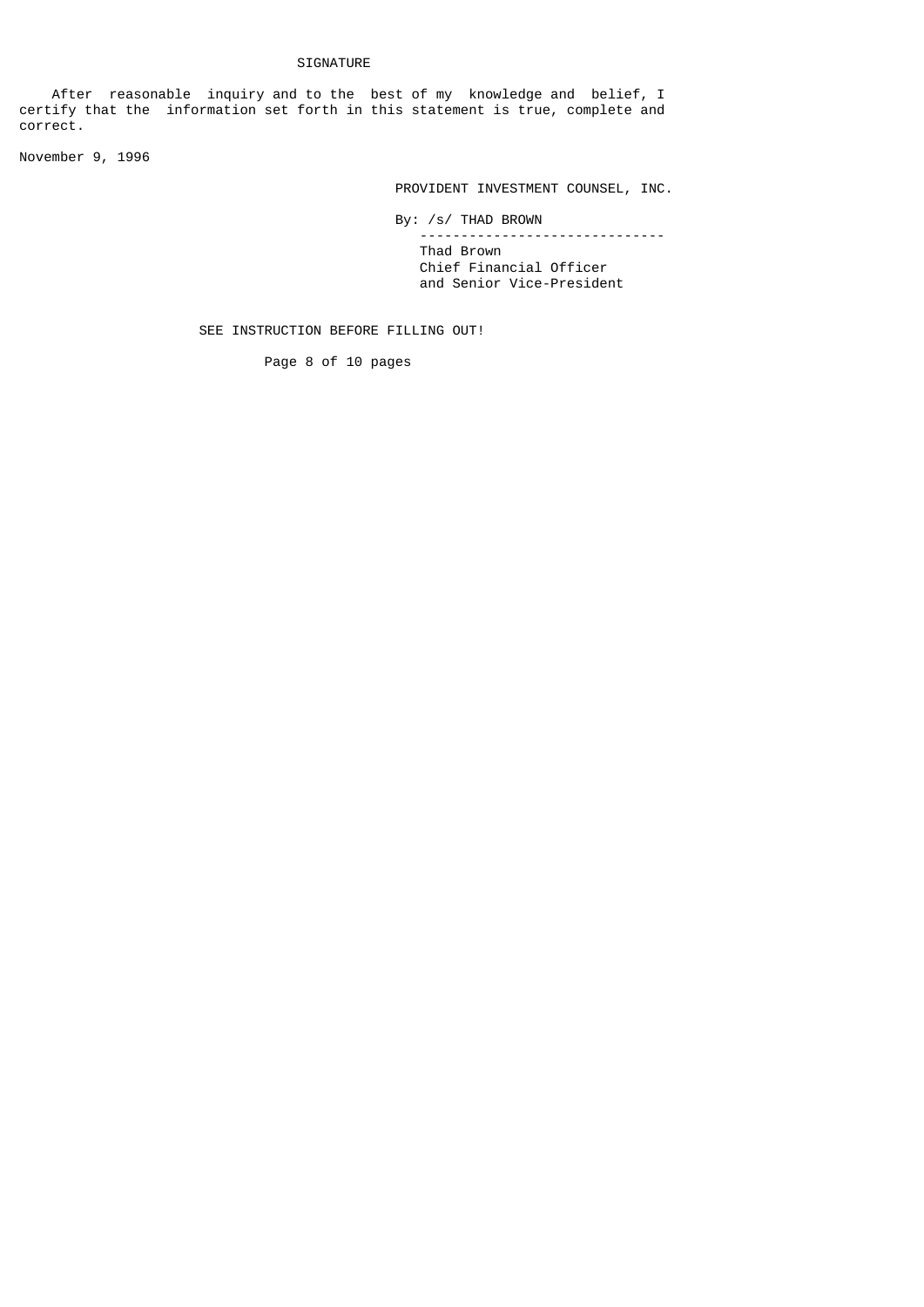SIGNATURE

After reasonable inquiry and to the best of my knowledge and belief, I certify that the information set forth in this statement is true, complete and correct.

November 9, 1996

PROVIDENT INVESTMENT COUNSEL, INC.

By: /s/ THAD BROWN

Thad Brown
Chief Financial Officer
and Senior Vice-President

SEE INSTRUCTION BEFORE FILLING OUT!